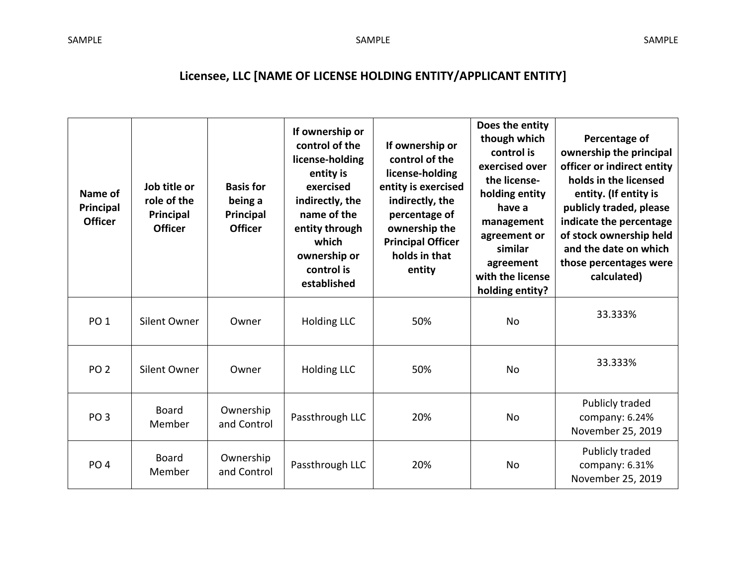# Licensee, LLC [NAME OF LICENSE HOLDING ENTITY/APPLICANT ENTITY]

| Name of Principal Officer | Job title or role of the Principal Officer | Basis for being a Principal Officer | If ownership or control of the license-holding entity is exercised indirectly, the name of the entity through which ownership or control is established | If ownership or control of the license-holding entity is exercised indirectly, the percentage of ownership the Principal Officer holds in that entity | Does the entity though which control is exercised over the license-holding entity have a management agreement or similar agreement with the license holding entity? | Percentage of ownership the principal officer or indirect entity holds in the licensed entity. (If entity is publicly traded, please indicate the percentage of stock ownership held and the date on which those percentages were calculated) |
|---|---|---|---|---|---|---|
| PO 1 | Silent Owner | Owner | Holding LLC | 50% | No | 33.333% |
| PO 2 | Silent Owner | Owner | Holding LLC | 50% | No | 33.333% |
| PO 3 | Board Member | Ownership and Control | Passthrough LLC | 20% | No | Publicly traded company: 6.24% November 25, 2019 |
| PO 4 | Board Member | Ownership and Control | Passthrough LLC | 20% | No | Publicly traded company: 6.31% November 25, 2019 |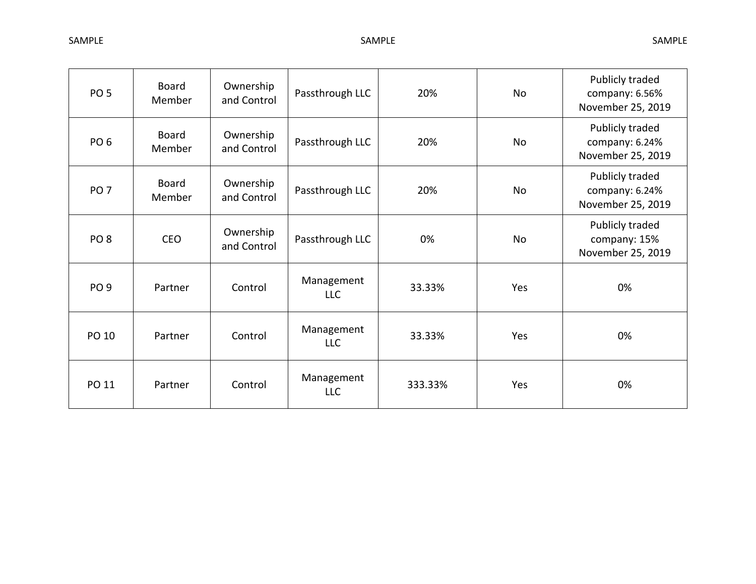| | | | | | | |
|---|---|---|---|---|---|---|
| PO 5 | Board Member | Ownership and Control | Passthrough LLC | 20% | No | Publicly traded company: 6.56% November 25, 2019 |
| PO 6 | Board Member | Ownership and Control | Passthrough LLC | 20% | No | Publicly traded company: 6.24% November 25, 2019 |
| PO 7 | Board Member | Ownership and Control | Passthrough LLC | 20% | No | Publicly traded company: 6.24% November 25, 2019 |
| PO 8 | CEO | Ownership and Control | Passthrough LLC | 0% | No | Publicly traded company: 15% November 25, 2019 |
| PO 9 | Partner | Control | Management LLC | 33.33% | Yes | 0% |
| PO 10 | Partner | Control | Management LLC | 33.33% | Yes | 0% |
| PO 11 | Partner | Control | Management LLC | 333.33% | Yes | 0% |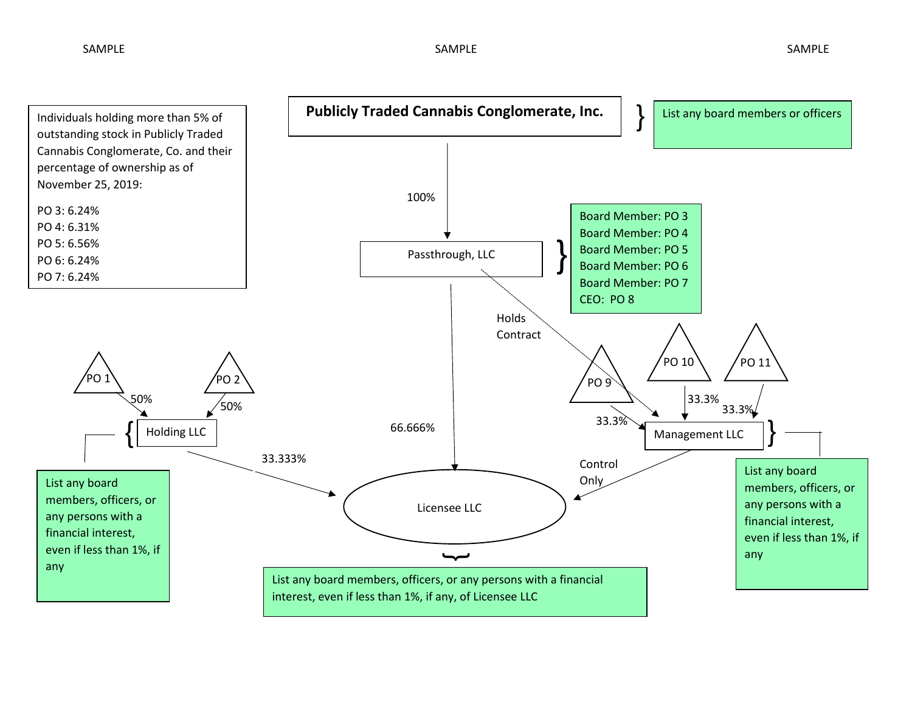SAMPLE SAMPLE SAMPLE

**Publicly Traded Cannabis Conglomerate, Inc.**

List any board members or officers

Individuals holding more than 5% of outstanding stock in Publicly Traded Cannabis Conglomerate, Co. and their percentage of ownership as of November 25, 2019:

PO 3: 6.24%
PO 4: 6.31%
PO 5: 6.56%
PO 6: 6.24%
PO 7: 6.24%

100%

Passthrough, LLC

Board Member: PO 3
Board Member: PO 4
Board Member: PO 5
Board Member: PO 6
Board Member: PO 7
CEO: PO 8

Holds Contract

PO 1

PO 2

50%

50%

Holding LLC

List any board members, officers, or any persons with a financial interest, even if less than 1%, if any

33.333%

66.666%

PO 9

PO 10

PO 11

33.3%

33.3%

33.3%

Management LLC

List any board members, officers, or any persons with a financial interest, even if less than 1%, if any

Control Only

Licensee LLC

List any board members, officers, or any persons with a financial interest, even if less than 1%, if any, of Licensee LLC